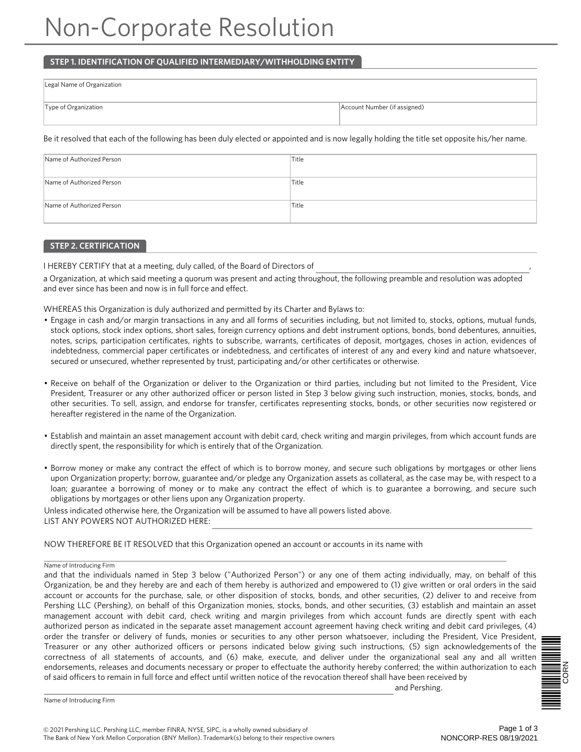# Non-Corporate Resolution

## STEP 1. IDENTIFICATION OF QUALIFIED INTERMEDIARY/WITHHOLDING ENTITY

| Legal Name of Organization | |
|---|---|
| Type of Organization | Account Number (if assigned) |

Be it resolved that each of the following has been duly elected or appointed and is now legally holding the title set opposite his/her name.

| Name of Authorized Person | Title |
|---|---|
| Name of Authorized Person | Title |
| Name of Authorized Person | Title |

## STEP 2. CERTIFICATION

I HEREBY CERTIFY that at a meeting, duly called, of the Board of Directors of ______________________________________________,
a Organization, at which said meeting a quorum was present and acting throughout, the following preamble and resolution was adopted and ever since has been and now is in full force and effect.

WHEREAS this Organization is duly authorized and permitted by its Charter and Bylaws to:

- Engage in cash and/or margin transactions in any and all forms of securities including, but not limited to, stocks, options, mutual funds, stock options, stock index options, short sales, foreign currency options and debt instrument options, bonds, bond debentures, annuities, notes, scrips, participation certificates, rights to subscribe, warrants, certificates of deposit, mortgages, choses in action, evidences of indebtedness, commercial paper certificates or indebtedness, and certificates of interest of any and every kind and nature whatsoever, secured or unsecured, whether represented by trust, participating and/or other certificates or otherwise.

- Receive on behalf of the Organization or deliver to the Organization or third parties, including but not limited to the President, Vice President, Treasurer or any other authorized officer or person listed in Step 3 below giving such instruction, monies, stocks, bonds, and other securities. To sell, assign, and endorse for transfer, certificates representing stocks, bonds, or other securities now registered or hereafter registered in the name of the Organization.

- Establish and maintain an asset management account with debit card, check writing and margin privileges, from which account funds are directly spent, the responsibility for which is entirely that of the Organization.

- Borrow money or make any contract the effect of which is to borrow money, and secure such obligations by mortgages or other liens upon Organization property; borrow, guarantee and/or pledge any Organization assets as collateral, as the case may be, with respect to a loan; guarantee a borrowing of money or to make any contract the effect of which is to guarantee a borrowing, and secure such obligations by mortgages or other liens upon any Organization property.

Unless indicated otherwise here, the Organization will be assumed to have all powers listed above.
LIST ANY POWERS NOT AUTHORIZED HERE: ______________________________________________

NOW THEREFORE BE IT RESOLVED that this Organization opened an account or accounts in its name with

______________________________________________
Name of Introducing Firm

and that the individuals named in Step 3 below ("Authorized Person") or any one of them acting individually, may, on behalf of this Organization, be and they hereby are and each of them hereby is authorized and empowered to (1) give written or oral orders in the said account or accounts for the purchase, sale, or other disposition of stocks, bonds, and other securities, (2) deliver to and receive from Pershing LLC (Pershing), on behalf of this Organization monies, stocks, bonds, and other securities, (3) establish and maintain an asset management account with debit card, check writing and margin privileges from which account funds are directly spent with each authorized person as indicated in the separate asset management account agreement having check writing and debit card privileges, (4) order the transfer or delivery of funds, monies or securities to any other person whatsoever, including the President, Vice President, Treasurer or any other authorized officers or persons indicated below giving such instructions, (5) sign acknowledgements of the correctness of all statements of accounts, and (6) make, execute, and deliver under the organizational seal any and all written endorsements, releases and documents necessary or proper to effectuate the authority hereby conferred; the within authorization to each of said officers to remain in full force and effect until written notice of the revocation thereof shall have been received by

______________________________________________ and Pershing.
Name of Introducing Firm

© 2021 Pershing LLC. Pershing LLC, member FINRA, NYSE, SIPC, is a wholly owned subsidiary of The Bank of New York Mellon Corporation (BNY Mellon). Trademark(s) belong to their respective owners

NONCORP-RES 08/19/2021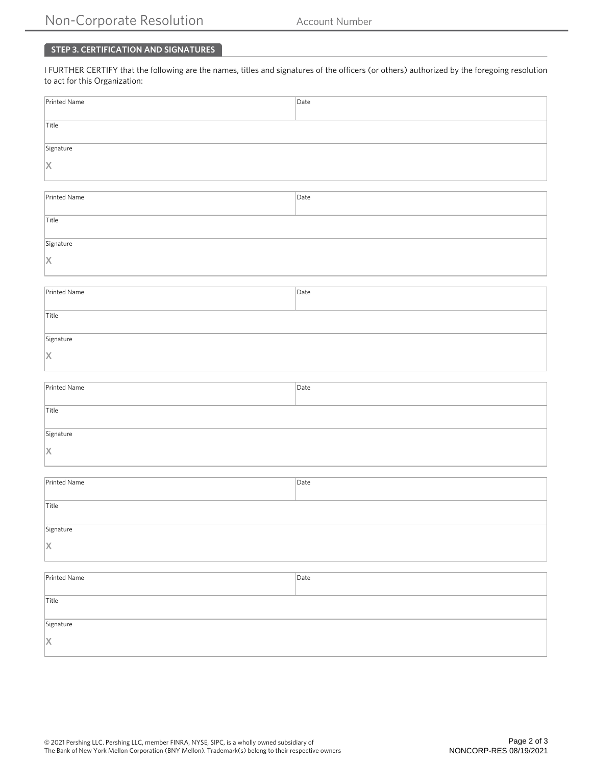## STEP 3. CERTIFICATION AND SIGNATURES

I FURTHER CERTIFY that the following are the names, titles and signatures of the officers (or others) authorized by the foregoing resolution to act for this Organization:

| Printed Name | Date |
|---|---|
| Title | |
| Signature<br>X | |

| Printed Name | Date |
|---|---|
| Title | |
| Signature<br>X | |

| Printed Name | Date |
|---|---|
| Title | |
| Signature<br>X | |

| Printed Name | Date |
|---|---|
| Title | |
| Signature<br>X | |

| Printed Name | Date |
|---|---|
| Title | |
| Signature<br>X | |

| Printed Name | Date |
|---|---|
| Title | |
| Signature<br>X | |

© 2021 Pershing LLC. Pershing LLC, member FINRA, NYSE, SIPC, is a wholly owned subsidiary of The Bank of New York Mellon Corporation (BNY Mellon). Trademark(s) belong to their respective owners

NONCORP-RES 08/19/2021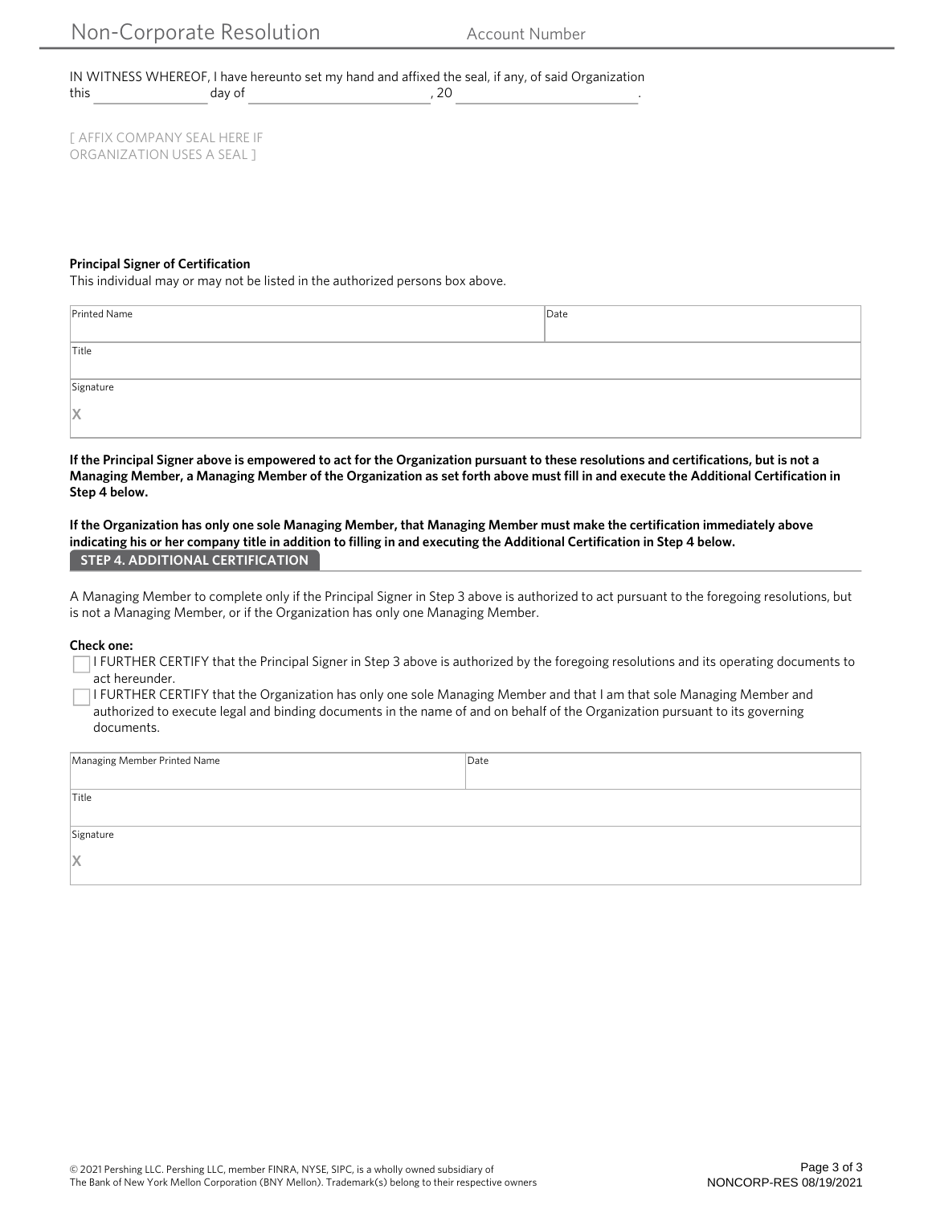IN WITNESS WHEREOF, I have hereunto set my hand and affixed the seal, if any, of said Organization this ______________ day of ________________________, 20 ________________________.

[ AFFIX COMPANY SEAL HERE IF ORGANIZATION USES A SEAL ]

**Principal Signer of Certification**

This individual may or may not be listed in the authorized persons box above.

| | |
|---|---|
| Printed Name | Date |
| Title | |
| Signature<br>X | |

**If the Principal Signer above is empowered to act for the Organization pursuant to these resolutions and certifications, but is not a Managing Member, a Managing Member of the Organization as set forth above must fill in and execute the Additional Certification in Step 4 below.**

**If the Organization has only one sole Managing Member, that Managing Member must make the certification immediately above indicating his or her company title in addition to filling in and executing the Additional Certification in Step 4 below.**

## STEP 4. ADDITIONAL CERTIFICATION

A Managing Member to complete only if the Principal Signer in Step 3 above is authorized to act pursuant to the foregoing resolutions, but is not a Managing Member, or if the Organization has only one Managing Member.

**Check one:**

- ☐ I FURTHER CERTIFY that the Principal Signer in Step 3 above is authorized by the foregoing resolutions and its operating documents to act hereunder.
- ☐ I FURTHER CERTIFY that the Organization has only one sole Managing Member and that I am that sole Managing Member and authorized to execute legal and binding documents in the name of and on behalf of the Organization pursuant to its governing documents.

| | |
|---|---|
| Managing Member Printed Name | Date |
| Title | |
| Signature<br>X | |

© 2021 Pershing LLC. Pershing LLC, member FINRA, NYSE, SIPC, is a wholly owned subsidiary of The Bank of New York Mellon Corporation (BNY Mellon). Trademark(s) belong to their respective owners

NONCORP-RES 08/19/2021